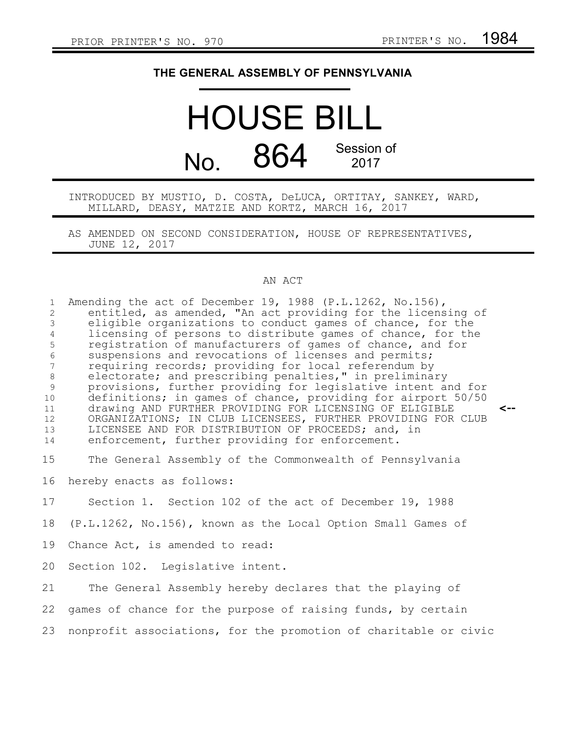PRIOR PRINTER'S NO. 970 PRINTER'S NO. 1984

# THE GENERAL ASSEMBLY OF PENNSYLVANIA

# HOUSE BILL

## No. 864 Session of 2017

INTRODUCED BY MUSTIO, D. COSTA, DeLUCA, ORTITAY, SANKEY, WARD, MILLARD, DEASY, MATZIE AND KORTZ, MARCH 16, 2017

AS AMENDED ON SECOND CONSIDERATION, HOUSE OF REPRESENTATIVES, JUNE 12, 2017

AN ACT

Amending the act of December 19, 1988 (P.L.1262, No.156), entitled, as amended, "An act providing for the licensing of eligible organizations to conduct games of chance, for the licensing of persons to distribute games of chance, for the registration of manufacturers of games of chance, and for suspensions and revocations of licenses and permits; requiring records; providing for local referendum by electorate; and prescribing penalties," in preliminary provisions, further providing for legislative intent and for definitions; in games of chance, providing for airport 50/50 drawing AND FURTHER PROVIDING FOR LICENSING OF ELIGIBLE ORGANIZATIONS; IN CLUB LICENSEES, FURTHER PROVIDING FOR CLUB LICENSEE AND FOR DISTRIBUTION OF PROCEEDS; and, in enforcement, further providing for enforcement. <--

The General Assembly of the Commonwealth of Pennsylvania hereby enacts as follows:

Section 1. Section 102 of the act of December 19, 1988 (P.L.1262, No.156), known as the Local Option Small Games of Chance Act, is amended to read:

Section 102. Legislative intent.

The General Assembly hereby declares that the playing of games of chance for the purpose of raising funds, by certain nonprofit associations, for the promotion of charitable or civic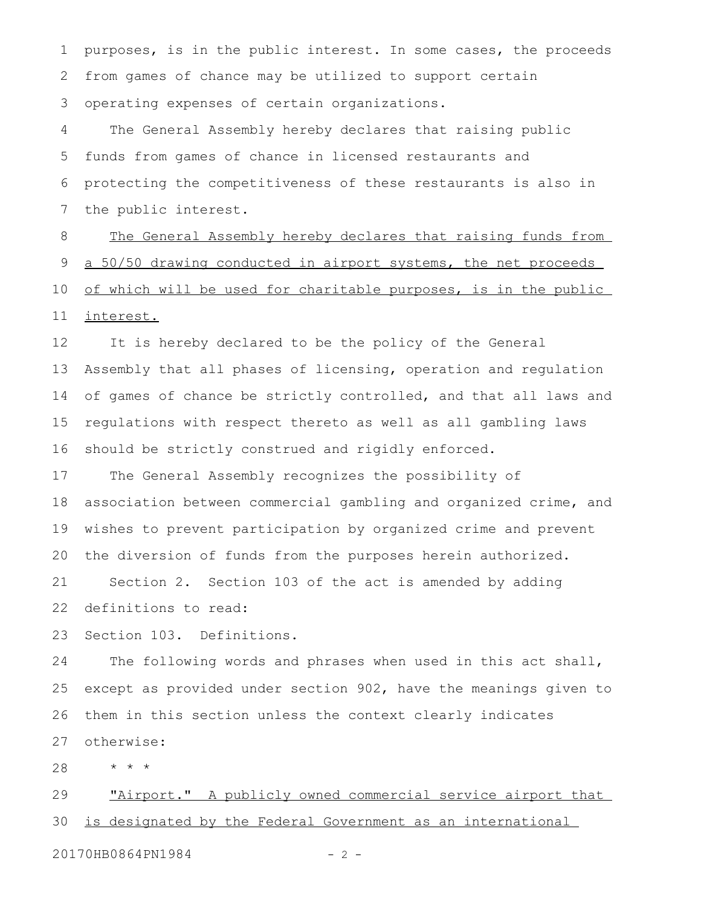purposes, is in the public interest. In some cases, the proceeds from games of chance may be utilized to support certain operating expenses of certain organizations.

The General Assembly hereby declares that raising public funds from games of chance in licensed restaurants and protecting the competitiveness of these restaurants is also in the public interest.

<u>The General Assembly hereby declares that raising funds from a 50/50 drawing conducted in airport systems, the net proceeds of which will be used for charitable purposes, is in the public interest.</u>

It is hereby declared to be the policy of the General Assembly that all phases of licensing, operation and regulation of games of chance be strictly controlled, and that all laws and regulations with respect thereto as well as all gambling laws should be strictly construed and rigidly enforced.

The General Assembly recognizes the possibility of association between commercial gambling and organized crime, and wishes to prevent participation by organized crime and prevent the diversion of funds from the purposes herein authorized.

Section 2. Section 103 of the act is amended by adding definitions to read:

Section 103. Definitions.

The following words and phrases when used in this act shall, except as provided under section 902, have the meanings given to them in this section unless the context clearly indicates otherwise:

\* \* \*

<u>"Airport." A publicly owned commercial service airport that is designated by the Federal Government as an international</u>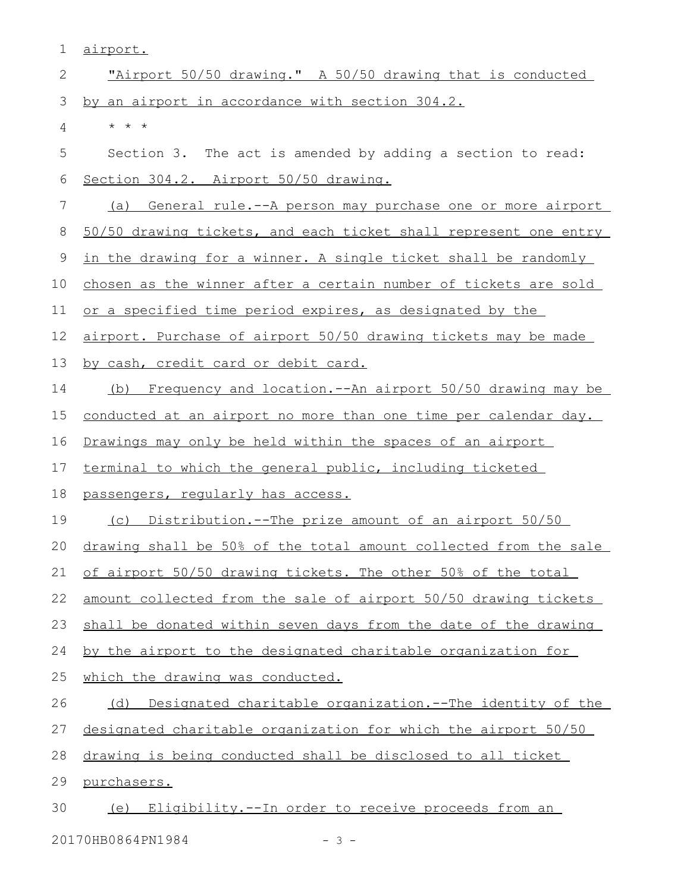airport.

"Airport 50/50 drawing." A 50/50 drawing that is conducted by an airport in accordance with section 304.2.

\* \* \*

Section 3. The act is amended by adding a section to read:

Section 304.2. Airport 50/50 drawing.

(a) General rule.--A person may purchase one or more airport 50/50 drawing tickets, and each ticket shall represent one entry in the drawing for a winner. A single ticket shall be randomly chosen as the winner after a certain number of tickets are sold or a specified time period expires, as designated by the airport. Purchase of airport 50/50 drawing tickets may be made by cash, credit card or debit card.

(b) Frequency and location.--An airport 50/50 drawing may be conducted at an airport no more than one time per calendar day. Drawings may only be held within the spaces of an airport terminal to which the general public, including ticketed passengers, regularly has access.

(c) Distribution.--The prize amount of an airport 50/50 drawing shall be 50% of the total amount collected from the sale of airport 50/50 drawing tickets. The other 50% of the total amount collected from the sale of airport 50/50 drawing tickets shall be donated within seven days from the date of the drawing by the airport to the designated charitable organization for which the drawing was conducted.

(d) Designated charitable organization.--The identity of the designated charitable organization for which the airport 50/50 drawing is being conducted shall be disclosed to all ticket purchasers.

(e) Eligibility.--In order to receive proceeds from an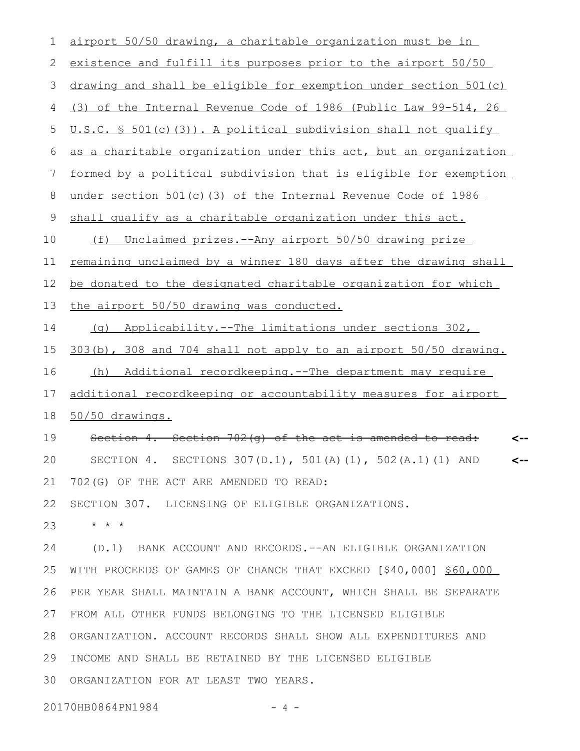airport 50/50 drawing, a charitable organization must be in existence and fulfill its purposes prior to the airport 50/50 drawing and shall be eligible for exemption under section 501(c)(3) of the Internal Revenue Code of 1986 (Public Law 99-514, 26 U.S.C. § 501(c)(3)). A political subdivision shall not qualify as a charitable organization under this act, but an organization formed by a political subdivision that is eligible for exemption under section 501(c)(3) of the Internal Revenue Code of 1986 shall qualify as a charitable organization under this act.

(f) Unclaimed prizes.--Any airport 50/50 drawing prize remaining unclaimed by a winner 180 days after the drawing shall be donated to the designated charitable organization for which the airport 50/50 drawing was conducted.

(g) Applicability.--The limitations under sections 302, 303(b), 308 and 704 shall not apply to an airport 50/50 drawing.

(h) Additional recordkeeping.--The department may require additional recordkeeping or accountability measures for airport 50/50 drawings.

~~Section 4. Section 702(g) of the act is amended to read:~~ <--

SECTION 4. SECTIONS 307(D.1), 501(A)(1), 502(A.1)(1) AND 702(G) OF THE ACT ARE AMENDED TO READ: <--

SECTION 307. LICENSING OF ELIGIBLE ORGANIZATIONS.

* * *

(D.1) BANK ACCOUNT AND RECORDS.--AN ELIGIBLE ORGANIZATION WITH PROCEEDS OF GAMES OF CHANCE THAT EXCEED [$40,000] $60,000 PER YEAR SHALL MAINTAIN A BANK ACCOUNT, WHICH SHALL BE SEPARATE FROM ALL OTHER FUNDS BELONGING TO THE LICENSED ELIGIBLE ORGANIZATION. ACCOUNT RECORDS SHALL SHOW ALL EXPENDITURES AND INCOME AND SHALL BE RETAINED BY THE LICENSED ELIGIBLE ORGANIZATION FOR AT LEAST TWO YEARS.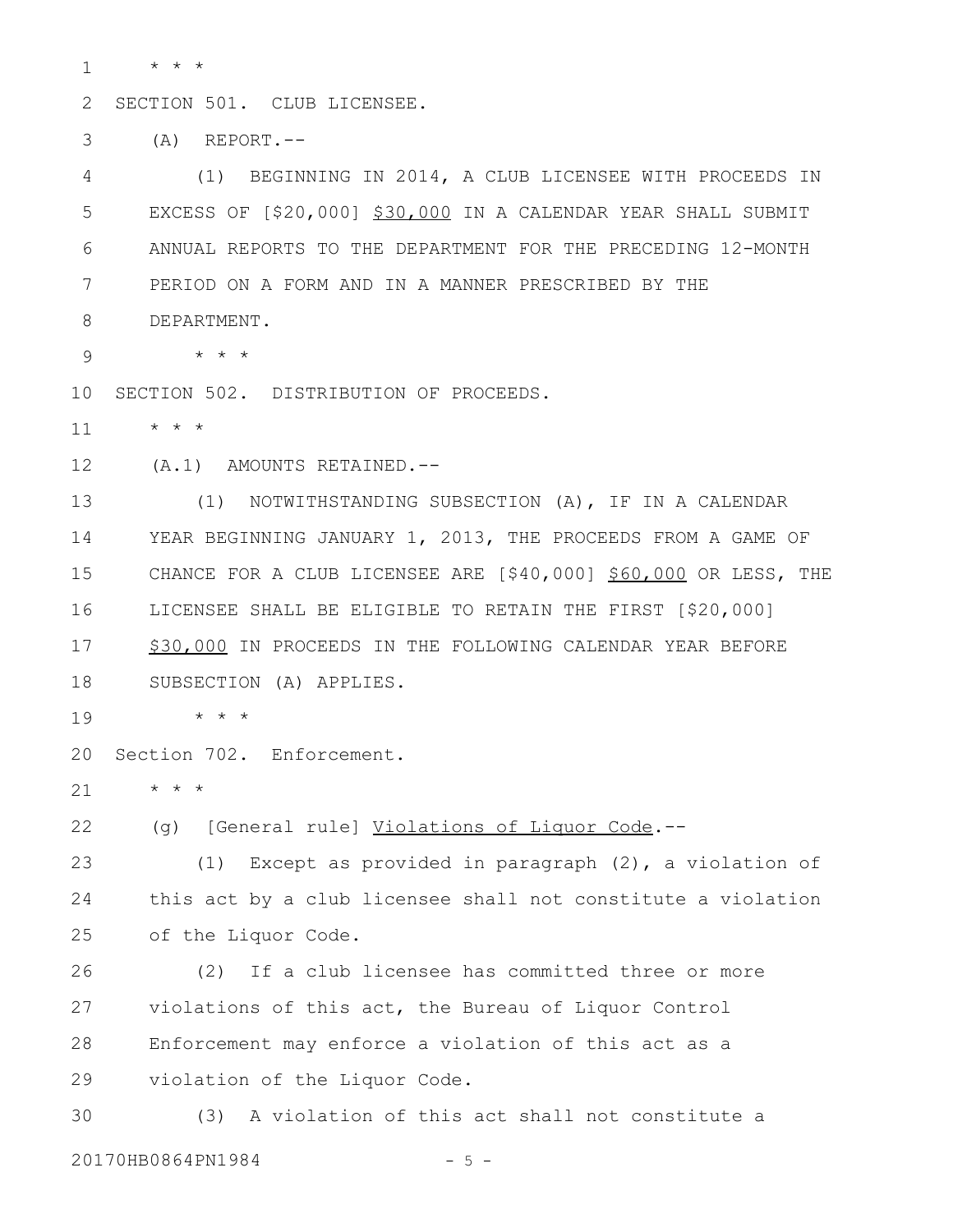\* \* \*

SECTION 501. CLUB LICENSEE.

(A) REPORT.--

(1) BEGINNING IN 2014, A CLUB LICENSEE WITH PROCEEDS IN EXCESS OF [$20,000] <u>$30,000</u> IN A CALENDAR YEAR SHALL SUBMIT ANNUAL REPORTS TO THE DEPARTMENT FOR THE PRECEDING 12-MONTH PERIOD ON A FORM AND IN A MANNER PRESCRIBED BY THE DEPARTMENT.

\* \* \*

SECTION 502. DISTRIBUTION OF PROCEEDS.

\* \* \*

(A.1) AMOUNTS RETAINED.--

(1) NOTWITHSTANDING SUBSECTION (A), IF IN A CALENDAR YEAR BEGINNING JANUARY 1, 2013, THE PROCEEDS FROM A GAME OF CHANCE FOR A CLUB LICENSEE ARE [$40,000] <u>$60,000</u> OR LESS, THE LICENSEE SHALL BE ELIGIBLE TO RETAIN THE FIRST [$20,000] <u>$30,000</u> IN PROCEEDS IN THE FOLLOWING CALENDAR YEAR BEFORE SUBSECTION (A) APPLIES.

\* \* \*

Section 702. Enforcement.

\* \* \*

(g) [General rule] <u>Violations of Liquor Code</u>.--

(1) Except as provided in paragraph (2), a violation of this act by a club licensee shall not constitute a violation of the Liquor Code.

(2) If a club licensee has committed three or more violations of this act, the Bureau of Liquor Control Enforcement may enforce a violation of this act as a violation of the Liquor Code.

(3) A violation of this act shall not constitute a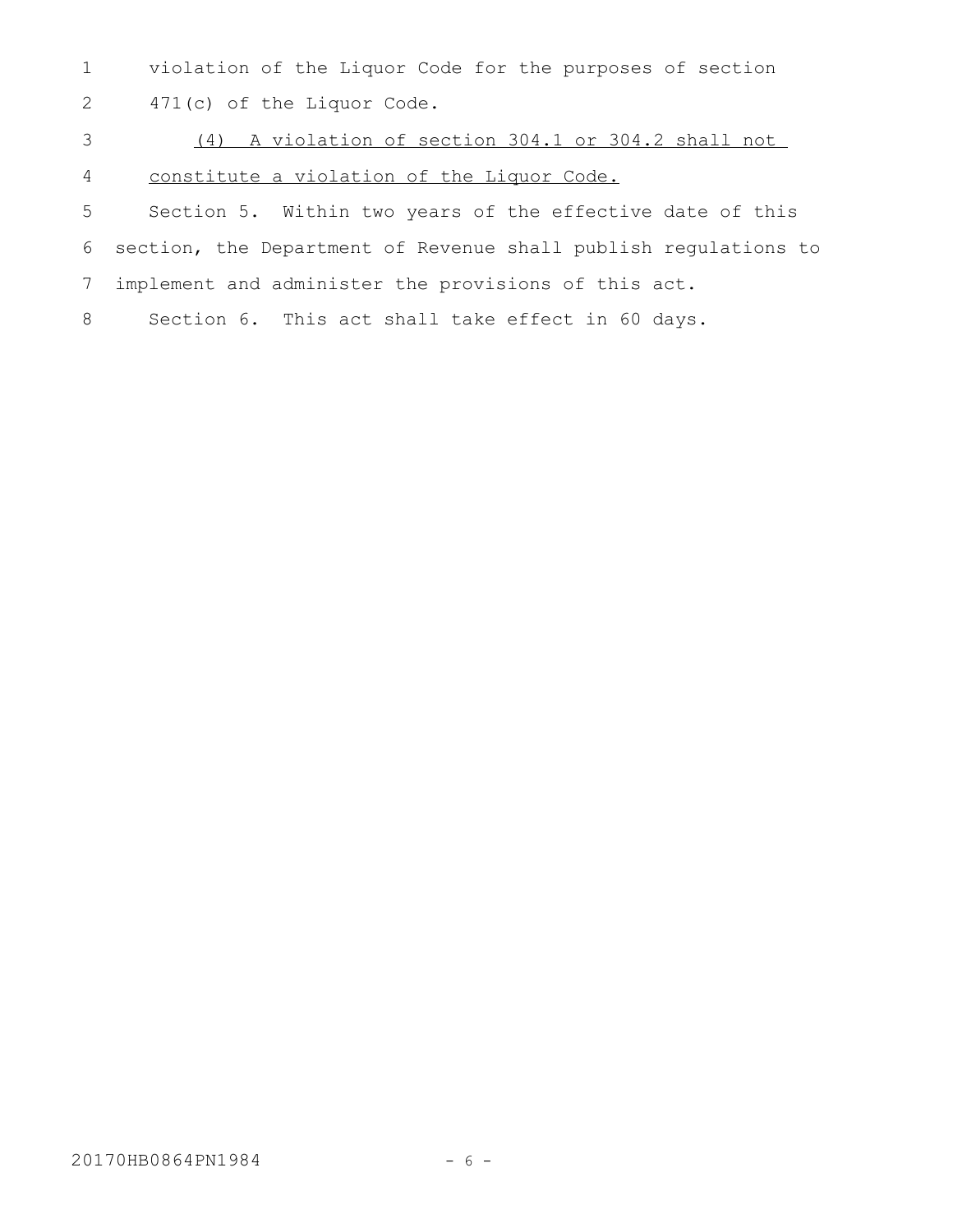violation of the Liquor Code for the purposes of section 471(c) of the Liquor Code.

<u>(4) A violation of section 304.1 or 304.2 shall not constitute a violation of the Liquor Code.</u>

Section 5. Within two years of the effective date of this section, the Department of Revenue shall publish regulations to implement and administer the provisions of this act.

Section 6. This act shall take effect in 60 days.